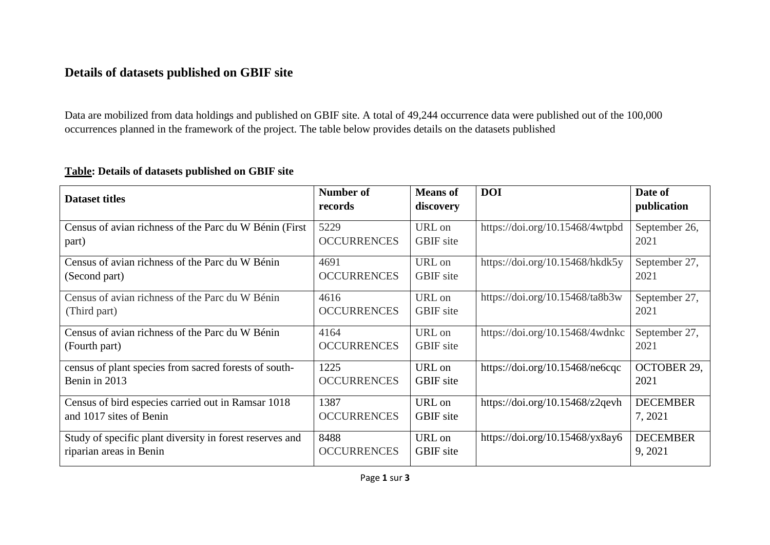## Details of datasets published on GBIF site

Data are mobilized from data holdings and published on GBIF site. A total of 49,244 occurrence data were published out of the 100,000 occurrences planned in the framework of the project. The table below provides details on the datasets published

**Table: Details of datasets published on GBIF site**

| Dataset titles | Number of records | Means of discovery | DOI | Date of publication |
|---|---|---|---|---|
| Census of avian richness of the Parc du W Bénin (First part) | 5229 OCCURRENCES | URL on GBIF site | https://doi.org/10.15468/4wtpbd | September 26, 2021 |
| Census of avian richness of the Parc du W Bénin (Second part) | 4691 OCCURRENCES | URL on GBIF site | https://doi.org/10.15468/hkdk5y | September 27, 2021 |
| Census of avian richness of the Parc du W Bénin (Third part) | 4616 OCCURRENCES | URL on GBIF site | https://doi.org/10.15468/ta8b3w | September 27, 2021 |
| Census of avian richness of the Parc du W Bénin (Fourth part) | 4164 OCCURRENCES | URL on GBIF site | https://doi.org/10.15468/4wdnkc | September 27, 2021 |
| census of plant species from sacred forests of south-Benin in 2013 | 1225 OCCURRENCES | URL on GBIF site | https://doi.org/10.15468/ne6cqc | OCTOBER 29, 2021 |
| Census of bird especies carried out in Ramsar 1018 and 1017 sites of Benin | 1387 OCCURRENCES | URL on GBIF site | https://doi.org/10.15468/z2qevh | DECEMBER 7, 2021 |
| Study of specific plant diversity in forest reserves and riparian areas in Benin | 8488 OCCURRENCES | URL on GBIF site | https://doi.org/10.15468/yx8ay6 | DECEMBER 9, 2021 |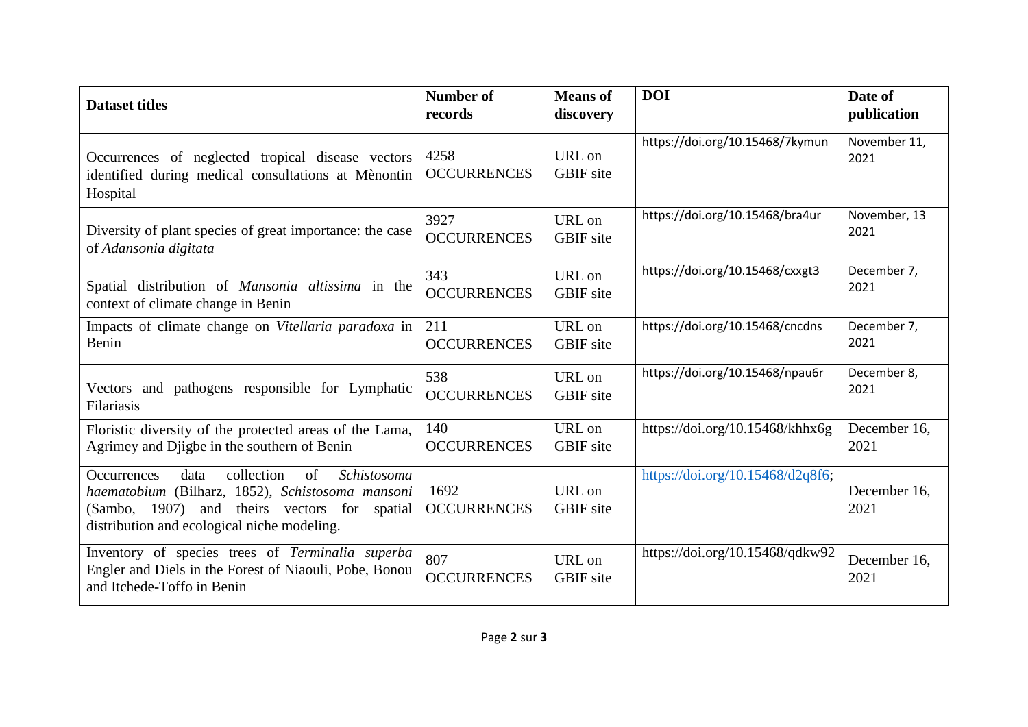| Dataset titles | Number of records | Means of discovery | DOI | Date of publication |
|---|---|---|---|---|
| Occurrences of neglected tropical disease vectors identified during medical consultations at Mènontin Hospital | 4258 OCCURRENCES | URL on GBIF site | https://doi.org/10.15468/7kymun | November 11, 2021 |
| Diversity of plant species of great importance: the case of *Adansonia digitata* | 3927 OCCURRENCES | URL on GBIF site | https://doi.org/10.15468/bra4ur | November, 13 2021 |
| Spatial distribution of *Mansonia altissima* in the context of climate change in Benin | 343 OCCURRENCES | URL on GBIF site | https://doi.org/10.15468/cxxgt3 | December 7, 2021 |
| Impacts of climate change on *Vitellaria paradoxa* in Benin | 211 OCCURRENCES | URL on GBIF site | https://doi.org/10.15468/cncdns | December 7, 2021 |
| Vectors and pathogens responsible for Lymphatic Filariasis | 538 OCCURRENCES | URL on GBIF site | https://doi.org/10.15468/npau6r | December 8, 2021 |
| Floristic diversity of the protected areas of the Lama, Agrimey and Djigbe in the southern of Benin | 140 OCCURRENCES | URL on GBIF site | https://doi.org/10.15468/khhx6g | December 16, 2021 |
| Occurrences data collection of *Schistosoma haematobium* (Bilharz, 1852), *Schistosoma mansoni* (Sambo, 1907) and theirs vectors for spatial distribution and ecological niche modeling. | 1692 OCCURRENCES | URL on GBIF site | https://doi.org/10.15468/d2q8f6; | December 16, 2021 |
| Inventory of species trees of *Terminalia superba* Engler and Diels in the Forest of Niaouli, Pobe, Bonou and Itchede-Toffo in Benin | 807 OCCURRENCES | URL on GBIF site | https://doi.org/10.15468/qdkw92 | December 16, 2021 |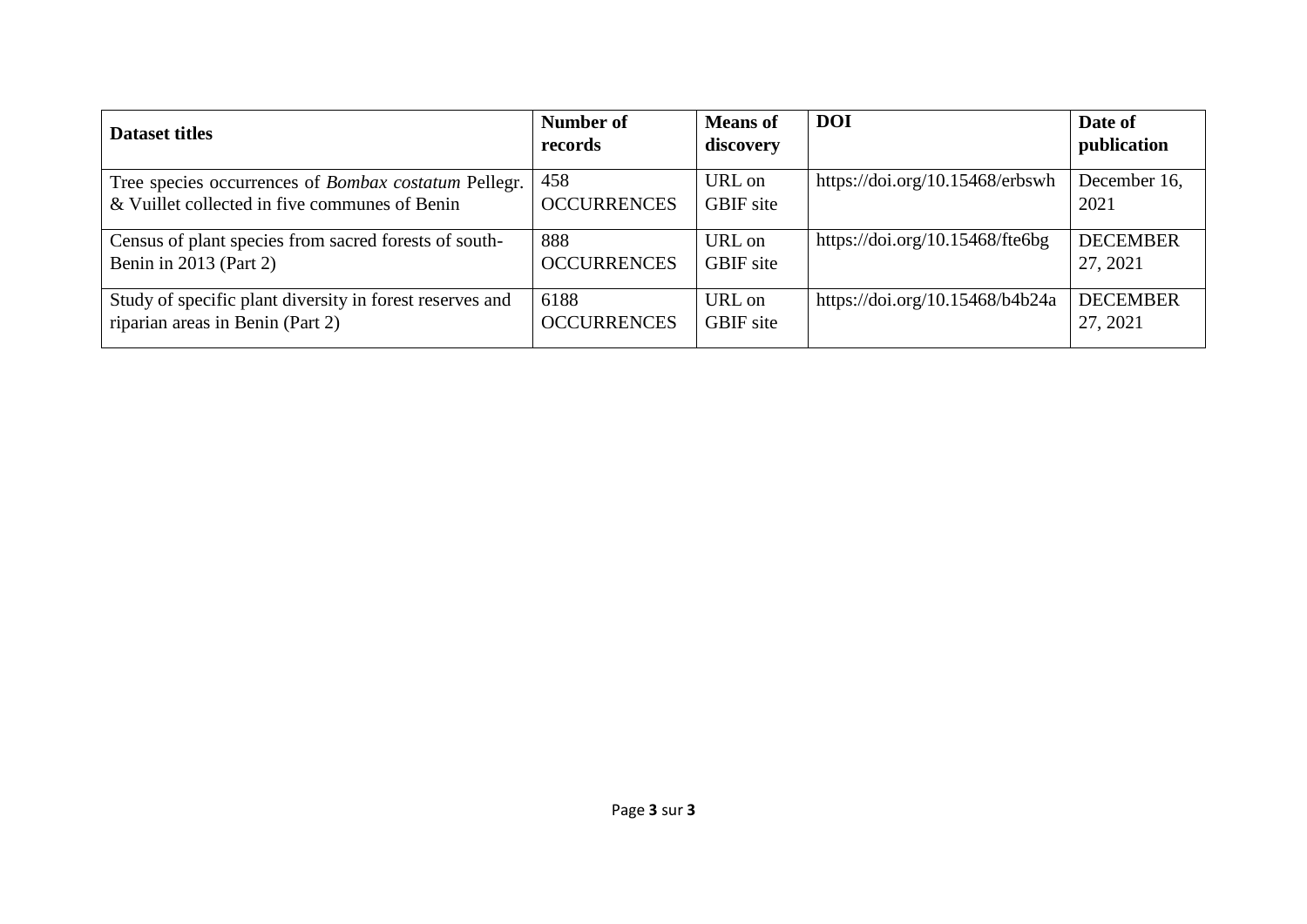| **Dataset titles** | **Number of records** | **Means of discovery** | **DOI** | **Date of publication** |
|---|---|---|---|---|
| Tree species occurrences of *Bombax costatum* Pellegr. & Vuillet collected in five communes of Benin | 458 OCCURRENCES | URL on GBIF site | https://doi.org/10.15468/erbswh | December 16, 2021 |
| Census of plant species from sacred forests of south-Benin in 2013 (Part 2) | 888 OCCURRENCES | URL on GBIF site | https://doi.org/10.15468/fte6bg | DECEMBER 27, 2021 |
| Study of specific plant diversity in forest reserves and riparian areas in Benin (Part 2) | 6188 OCCURRENCES | URL on GBIF site | https://doi.org/10.15468/b4b24a | DECEMBER 27, 2021 |